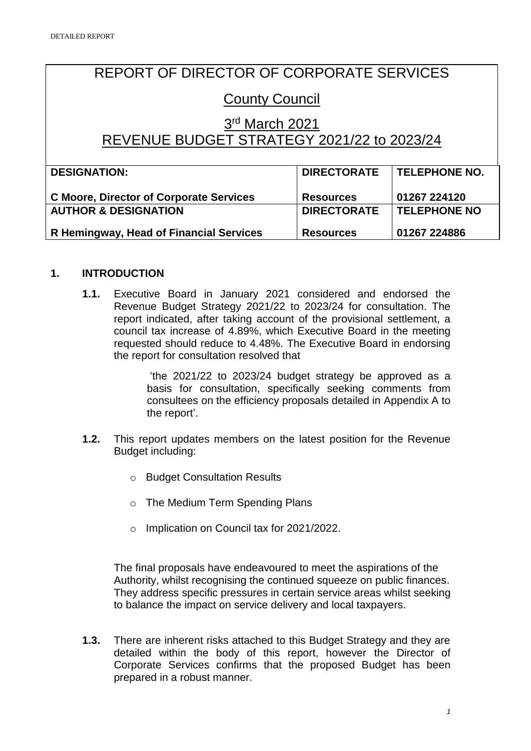# REPORT OF DIRECTOR OF CORPORATE SERVICES

## County Council

## 3rd March 2021
## REVENUE BUDGET STRATEGY 2021/22 to 2023/24

| DESIGNATION: | DIRECTORATE | TELEPHONE NO. |
|---|---|---|
| **C Moore, Director of Corporate Services** | **Resources** | **01267 224120** |
| **AUTHOR & DESIGNATION** | **DIRECTORATE** | **TELEPHONE NO** |
| **R Hemingway, Head of Financial Services** | **Resources** | **01267 224886** |

## 1. INTRODUCTION

**1.1.** Executive Board in January 2021 considered and endorsed the Revenue Budget Strategy 2021/22 to 2023/24 for consultation. The report indicated, after taking account of the provisional settlement, a council tax increase of 4.89%, which Executive Board in the meeting requested should reduce to 4.48%. The Executive Board in endorsing the report for consultation resolved that

> 'the 2021/22 to 2023/24 budget strategy be approved as a basis for consultation, specifically seeking comments from consultees on the efficiency proposals detailed in Appendix A to the report'.

**1.2.** This report updates members on the latest position for the Revenue Budget including:

- Budget Consultation Results
- The Medium Term Spending Plans
- Implication on Council tax for 2021/2022.

The final proposals have endeavoured to meet the aspirations of the Authority, whilst recognising the continued squeeze on public finances. They address specific pressures in certain service areas whilst seeking to balance the impact on service delivery and local taxpayers.

**1.3.** There are inherent risks attached to this Budget Strategy and they are detailed within the body of this report, however the Director of Corporate Services confirms that the proposed Budget has been prepared in a robust manner.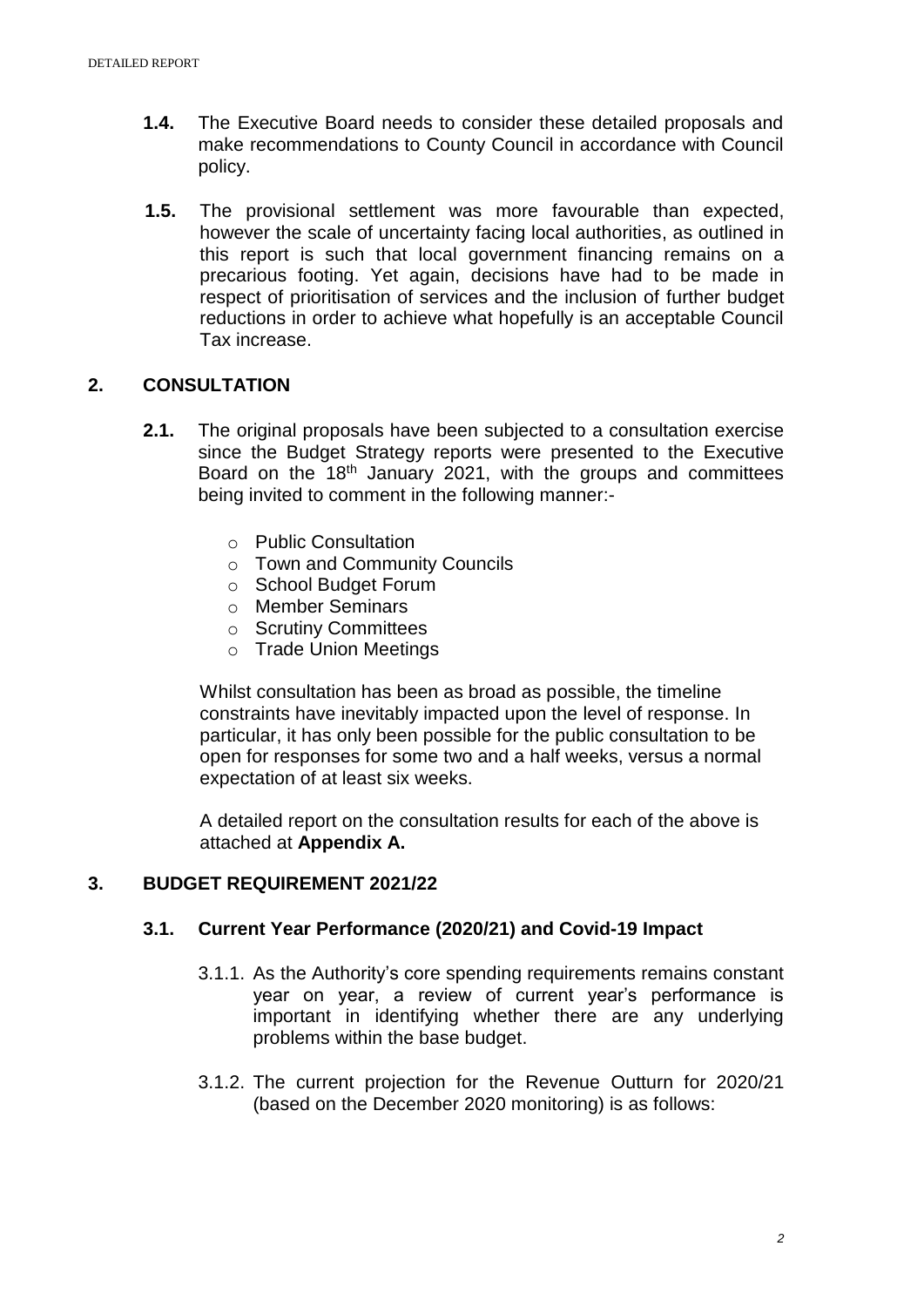**1.4.** The Executive Board needs to consider these detailed proposals and make recommendations to County Council in accordance with Council policy.

**1.5.** The provisional settlement was more favourable than expected, however the scale of uncertainty facing local authorities, as outlined in this report is such that local government financing remains on a precarious footing. Yet again, decisions have had to be made in respect of prioritisation of services and the inclusion of further budget reductions in order to achieve what hopefully is an acceptable Council Tax increase.

## 2. CONSULTATION

**2.1.** The original proposals have been subjected to a consultation exercise since the Budget Strategy reports were presented to the Executive Board on the 18th January 2021, with the groups and committees being invited to comment in the following manner:-

- Public Consultation
- Town and Community Councils
- School Budget Forum
- Member Seminars
- Scrutiny Committees
- Trade Union Meetings

Whilst consultation has been as broad as possible, the timeline constraints have inevitably impacted upon the level of response. In particular, it has only been possible for the public consultation to be open for responses for some two and a half weeks, versus a normal expectation of at least six weeks.

A detailed report on the consultation results for each of the above is attached at **Appendix A.**

## 3. BUDGET REQUIREMENT 2021/22

### 3.1. Current Year Performance (2020/21) and Covid-19 Impact

3.1.1. As the Authority's core spending requirements remains constant year on year, a review of current year's performance is important in identifying whether there are any underlying problems within the base budget.

3.1.2. The current projection for the Revenue Outturn for 2020/21 (based on the December 2020 monitoring) is as follows: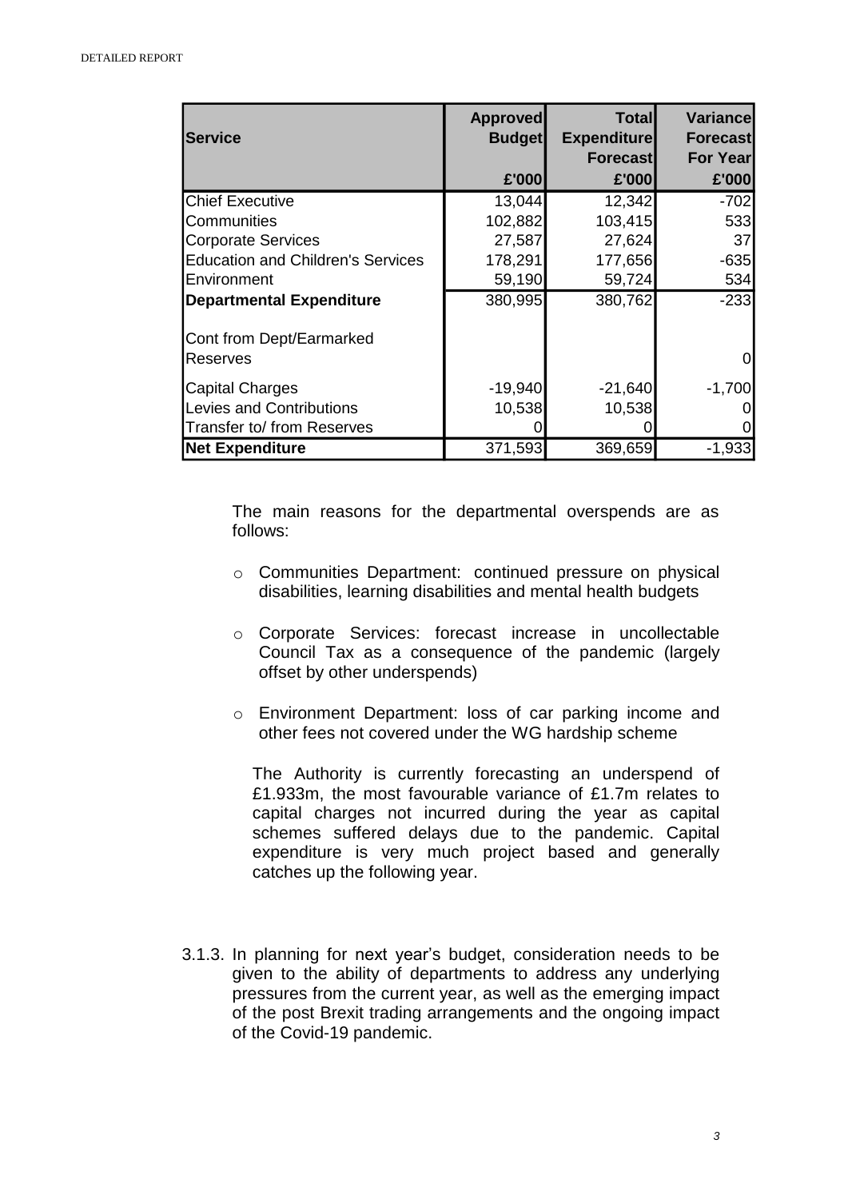| Service | Approved Budget £'000 | Total Expenditure Forecast £'000 | Variance Forecast For Year £'000 |
|---|---|---|---|
| Chief Executive | 13,044 | 12,342 | -702 |
| Communities | 102,882 | 103,415 | 533 |
| Corporate Services | 27,587 | 27,624 | 37 |
| Education and Children's Services | 178,291 | 177,656 | -635 |
| Environment | 59,190 | 59,724 | 534 |
| **Departmental Expenditure** | 380,995 | 380,762 | -233 |
| Cont from Dept/Earmarked Reserves | | | 0 |
| Capital Charges | -19,940 | -21,640 | -1,700 |
| Levies and Contributions | 10,538 | 10,538 | 0 |
| Transfer to/ from Reserves | 0 | 0 | 0 |
| **Net Expenditure** | 371,593 | 369,659 | -1,933 |

The main reasons for the departmental overspends are as follows:

- Communities Department: continued pressure on physical disabilities, learning disabilities and mental health budgets
- Corporate Services: forecast increase in uncollectable Council Tax as a consequence of the pandemic (largely offset by other underspends)
- Environment Department: loss of car parking income and other fees not covered under the WG hardship scheme

The Authority is currently forecasting an underspend of £1.933m, the most favourable variance of £1.7m relates to capital charges not incurred during the year as capital schemes suffered delays due to the pandemic. Capital expenditure is very much project based and generally catches up the following year.

3.1.3. In planning for next year's budget, consideration needs to be given to the ability of departments to address any underlying pressures from the current year, as well as the emerging impact of the post Brexit trading arrangements and the ongoing impact of the Covid-19 pandemic.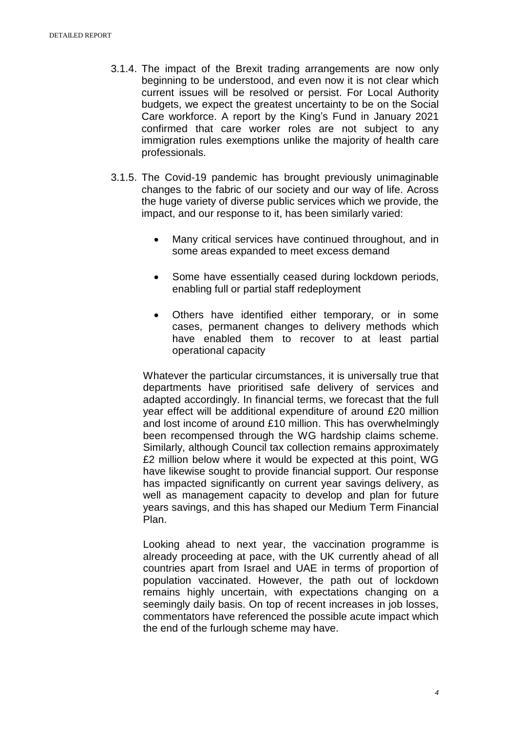3.1.4. The impact of the Brexit trading arrangements are now only beginning to be understood, and even now it is not clear which current issues will be resolved or persist. For Local Authority budgets, we expect the greatest uncertainty to be on the Social Care workforce. A report by the King's Fund in January 2021 confirmed that care worker roles are not subject to any immigration rules exemptions unlike the majority of health care professionals.

3.1.5. The Covid-19 pandemic has brought previously unimaginable changes to the fabric of our society and our way of life. Across the huge variety of diverse public services which we provide, the impact, and our response to it, has been similarly varied:

- Many critical services have continued throughout, and in some areas expanded to meet excess demand
- Some have essentially ceased during lockdown periods, enabling full or partial staff redeployment
- Others have identified either temporary, or in some cases, permanent changes to delivery methods which have enabled them to recover to at least partial operational capacity

Whatever the particular circumstances, it is universally true that departments have prioritised safe delivery of services and adapted accordingly. In financial terms, we forecast that the full year effect will be additional expenditure of around £20 million and lost income of around £10 million. This has overwhelmingly been recompensed through the WG hardship claims scheme. Similarly, although Council tax collection remains approximately £2 million below where it would be expected at this point, WG have likewise sought to provide financial support. Our response has impacted significantly on current year savings delivery, as well as management capacity to develop and plan for future years savings, and this has shaped our Medium Term Financial Plan.

Looking ahead to next year, the vaccination programme is already proceeding at pace, with the UK currently ahead of all countries apart from Israel and UAE in terms of proportion of population vaccinated. However, the path out of lockdown remains highly uncertain, with expectations changing on a seemingly daily basis. On top of recent increases in job losses, commentators have referenced the possible acute impact which the end of the furlough scheme may have.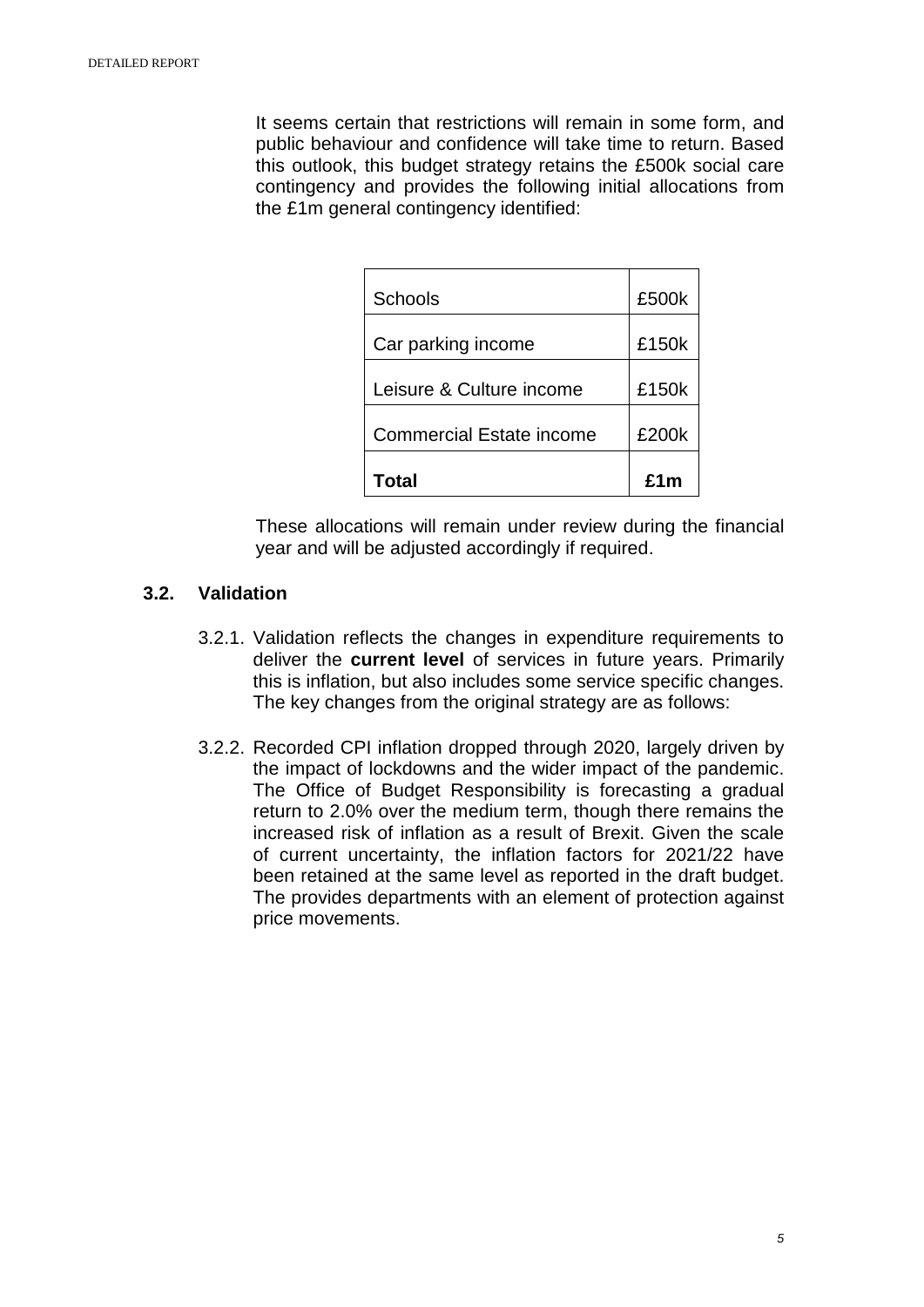It seems certain that restrictions will remain in some form, and public behaviour and confidence will take time to return. Based this outlook, this budget strategy retains the £500k social care contingency and provides the following initial allocations from the £1m general contingency identified:

| | |
|---|---|
| Schools | £500k |
| Car parking income | £150k |
| Leisure & Culture income | £150k |
| Commercial Estate income | £200k |
| **Total** | **£1m** |

These allocations will remain under review during the financial year and will be adjusted accordingly if required.

### 3.2. Validation

3.2.1. Validation reflects the changes in expenditure requirements to deliver the **current level** of services in future years. Primarily this is inflation, but also includes some service specific changes. The key changes from the original strategy are as follows:

3.2.2. Recorded CPI inflation dropped through 2020, largely driven by the impact of lockdowns and the wider impact of the pandemic. The Office of Budget Responsibility is forecasting a gradual return to 2.0% over the medium term, though there remains the increased risk of inflation as a result of Brexit. Given the scale of current uncertainty, the inflation factors for 2021/22 have been retained at the same level as reported in the draft budget. The provides departments with an element of protection against price movements.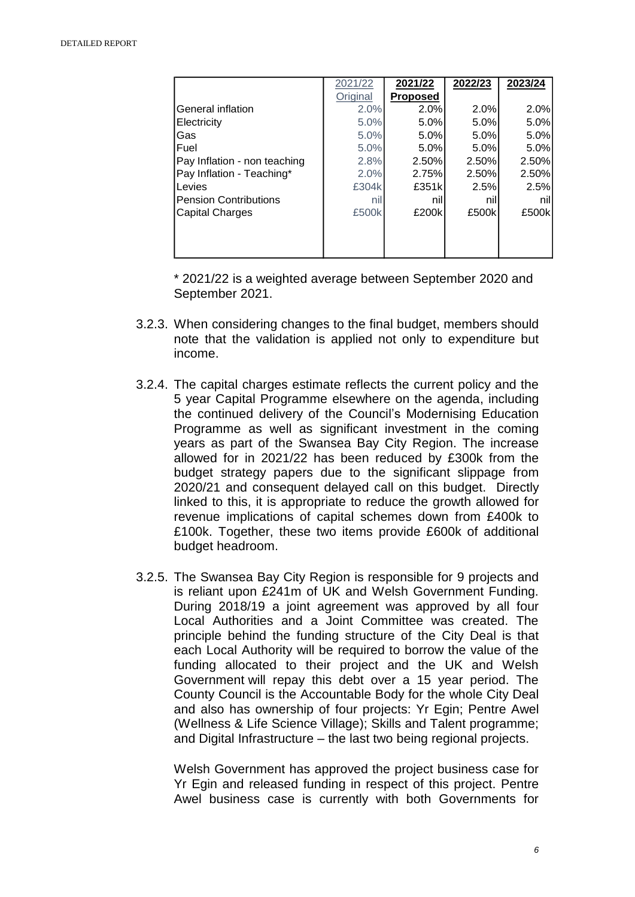|  | 2021/22 Original | 2021/22 **Proposed** | 2022/23 | 2023/24 |
|---|---|---|---|---|
| General inflation | 2.0% | 2.0% | 2.0% | 2.0% |
| Electricity | 5.0% | 5.0% | 5.0% | 5.0% |
| Gas | 5.0% | 5.0% | 5.0% | 5.0% |
| Fuel | 5.0% | 5.0% | 5.0% | 5.0% |
| Pay Inflation - non teaching | 2.8% | 2.50% | 2.50% | 2.50% |
| Pay Inflation - Teaching* | 2.0% | 2.75% | 2.50% | 2.50% |
| Levies | £304k | £351k | 2.5% | 2.5% |
| Pension Contributions | nil | nil | nil | nil |
| Capital Charges | £500k | £200k | £500k | £500k |

\* 2021/22 is a weighted average between September 2020 and September 2021.

3.2.3. When considering changes to the final budget, members should note that the validation is applied not only to expenditure but income.

3.2.4. The capital charges estimate reflects the current policy and the 5 year Capital Programme elsewhere on the agenda, including the continued delivery of the Council's Modernising Education Programme as well as significant investment in the coming years as part of the Swansea Bay City Region. The increase allowed for in 2021/22 has been reduced by £300k from the budget strategy papers due to the significant slippage from 2020/21 and consequent delayed call on this budget. Directly linked to this, it is appropriate to reduce the growth allowed for revenue implications of capital schemes down from £400k to £100k. Together, these two items provide £600k of additional budget headroom.

3.2.5. The Swansea Bay City Region is responsible for 9 projects and is reliant upon £241m of UK and Welsh Government Funding. During 2018/19 a joint agreement was approved by all four Local Authorities and a Joint Committee was created. The principle behind the funding structure of the City Deal is that each Local Authority will be required to borrow the value of the funding allocated to their project and the UK and Welsh Government will repay this debt over a 15 year period. The County Council is the Accountable Body for the whole City Deal and also has ownership of four projects: Yr Egin; Pentre Awel (Wellness & Life Science Village); Skills and Talent programme; and Digital Infrastructure – the last two being regional projects.

Welsh Government has approved the project business case for Yr Egin and released funding in respect of this project. Pentre Awel business case is currently with both Governments for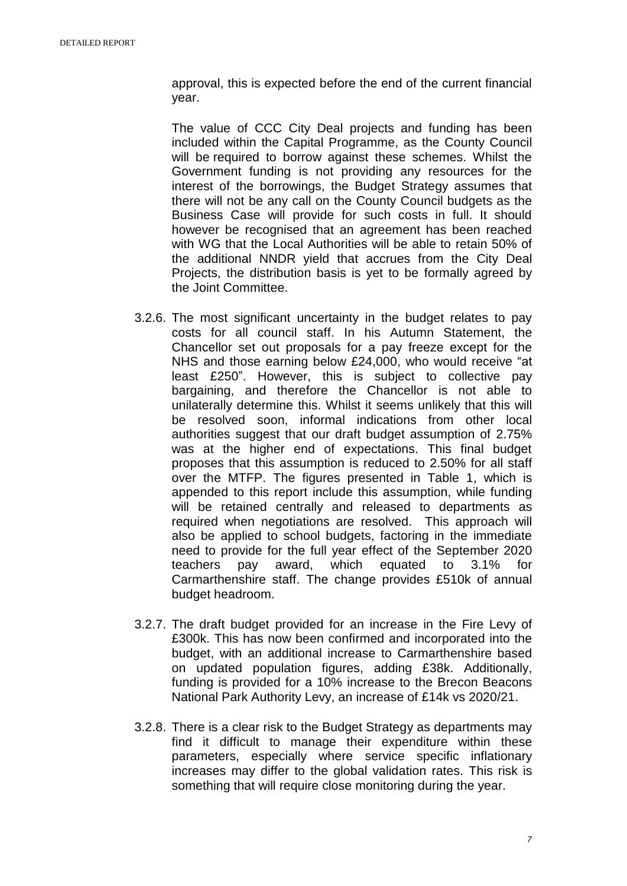approval, this is expected before the end of the current financial year.

The value of CCC City Deal projects and funding has been included within the Capital Programme, as the County Council will be required to borrow against these schemes. Whilst the Government funding is not providing any resources for the interest of the borrowings, the Budget Strategy assumes that there will not be any call on the County Council budgets as the Business Case will provide for such costs in full. It should however be recognised that an agreement has been reached with WG that the Local Authorities will be able to retain 50% of the additional NNDR yield that accrues from the City Deal Projects, the distribution basis is yet to be formally agreed by the Joint Committee.

3.2.6. The most significant uncertainty in the budget relates to pay costs for all council staff. In his Autumn Statement, the Chancellor set out proposals for a pay freeze except for the NHS and those earning below £24,000, who would receive "at least £250". However, this is subject to collective pay bargaining, and therefore the Chancellor is not able to unilaterally determine this. Whilst it seems unlikely that this will be resolved soon, informal indications from other local authorities suggest that our draft budget assumption of 2.75% was at the higher end of expectations. This final budget proposes that this assumption is reduced to 2.50% for all staff over the MTFP. The figures presented in Table 1, which is appended to this report include this assumption, while funding will be retained centrally and released to departments as required when negotiations are resolved. This approach will also be applied to school budgets, factoring in the immediate need to provide for the full year effect of the September 2020 teachers pay award, which equated to 3.1% for Carmarthenshire staff. The change provides £510k of annual budget headroom.

3.2.7. The draft budget provided for an increase in the Fire Levy of £300k. This has now been confirmed and incorporated into the budget, with an additional increase to Carmarthenshire based on updated population figures, adding £38k. Additionally, funding is provided for a 10% increase to the Brecon Beacons National Park Authority Levy, an increase of £14k vs 2020/21.

3.2.8. There is a clear risk to the Budget Strategy as departments may find it difficult to manage their expenditure within these parameters, especially where service specific inflationary increases may differ to the global validation rates. This risk is something that will require close monitoring during the year.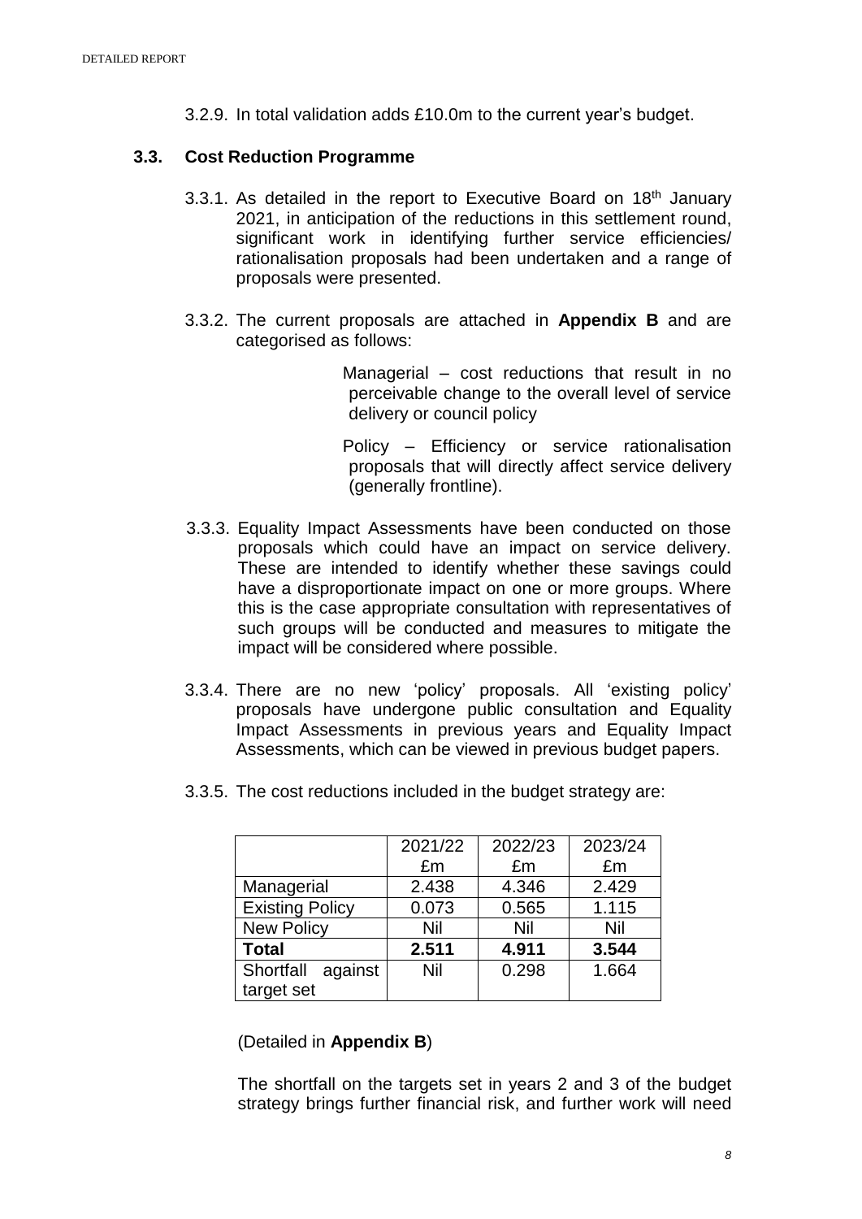3.2.9. In total validation adds £10.0m to the current year's budget.

### 3.3. Cost Reduction Programme

3.3.1. As detailed in the report to Executive Board on 18th January 2021, in anticipation of the reductions in this settlement round, significant work in identifying further service efficiencies/ rationalisation proposals had been undertaken and a range of proposals were presented.

3.3.2. The current proposals are attached in **Appendix B** and are categorised as follows:

Managerial – cost reductions that result in no perceivable change to the overall level of service delivery or council policy

Policy – Efficiency or service rationalisation proposals that will directly affect service delivery (generally frontline).

3.3.3. Equality Impact Assessments have been conducted on those proposals which could have an impact on service delivery. These are intended to identify whether these savings could have a disproportionate impact on one or more groups. Where this is the case appropriate consultation with representatives of such groups will be conducted and measures to mitigate the impact will be considered where possible.

3.3.4. There are no new 'policy' proposals. All 'existing policy' proposals have undergone public consultation and Equality Impact Assessments in previous years and Equality Impact Assessments, which can be viewed in previous budget papers.

3.3.5. The cost reductions included in the budget strategy are:

| | 2021/22 £m | 2022/23 £m | 2023/24 £m |
|---|---|---|---|
| Managerial | 2.438 | 4.346 | 2.429 |
| Existing Policy | 0.073 | 0.565 | 1.115 |
| New Policy | Nil | Nil | Nil |
| **Total** | **2.511** | **4.911** | **3.544** |
| Shortfall against target set | Nil | 0.298 | 1.664 |

(Detailed in **Appendix B**)

The shortfall on the targets set in years 2 and 3 of the budget strategy brings further financial risk, and further work will need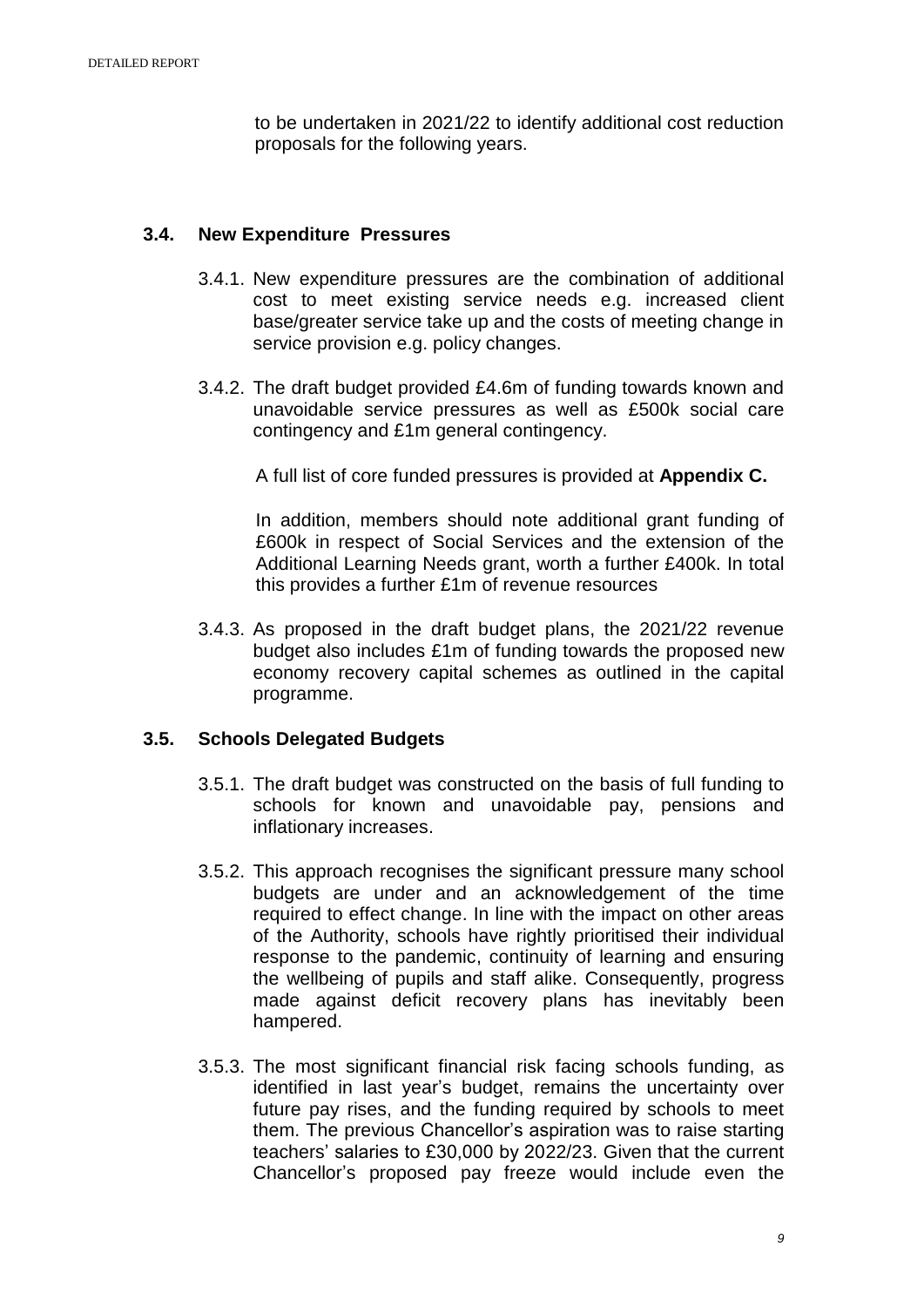to be undertaken in 2021/22 to identify additional cost reduction proposals for the following years.

### 3.4. New Expenditure Pressures

3.4.1. New expenditure pressures are the combination of additional cost to meet existing service needs e.g. increased client base/greater service take up and the costs of meeting change in service provision e.g. policy changes.

3.4.2. The draft budget provided £4.6m of funding towards known and unavoidable service pressures as well as £500k social care contingency and £1m general contingency.

A full list of core funded pressures is provided at **Appendix C.**

In addition, members should note additional grant funding of £600k in respect of Social Services and the extension of the Additional Learning Needs grant, worth a further £400k. In total this provides a further £1m of revenue resources

3.4.3. As proposed in the draft budget plans, the 2021/22 revenue budget also includes £1m of funding towards the proposed new economy recovery capital schemes as outlined in the capital programme.

### 3.5. Schools Delegated Budgets

3.5.1. The draft budget was constructed on the basis of full funding to schools for known and unavoidable pay, pensions and inflationary increases.

3.5.2. This approach recognises the significant pressure many school budgets are under and an acknowledgement of the time required to effect change. In line with the impact on other areas of the Authority, schools have rightly prioritised their individual response to the pandemic, continuity of learning and ensuring the wellbeing of pupils and staff alike. Consequently, progress made against deficit recovery plans has inevitably been hampered.

3.5.3. The most significant financial risk facing schools funding, as identified in last year's budget, remains the uncertainty over future pay rises, and the funding required by schools to meet them. The previous Chancellor's aspiration was to raise starting teachers' salaries to £30,000 by 2022/23. Given that the current Chancellor's proposed pay freeze would include even the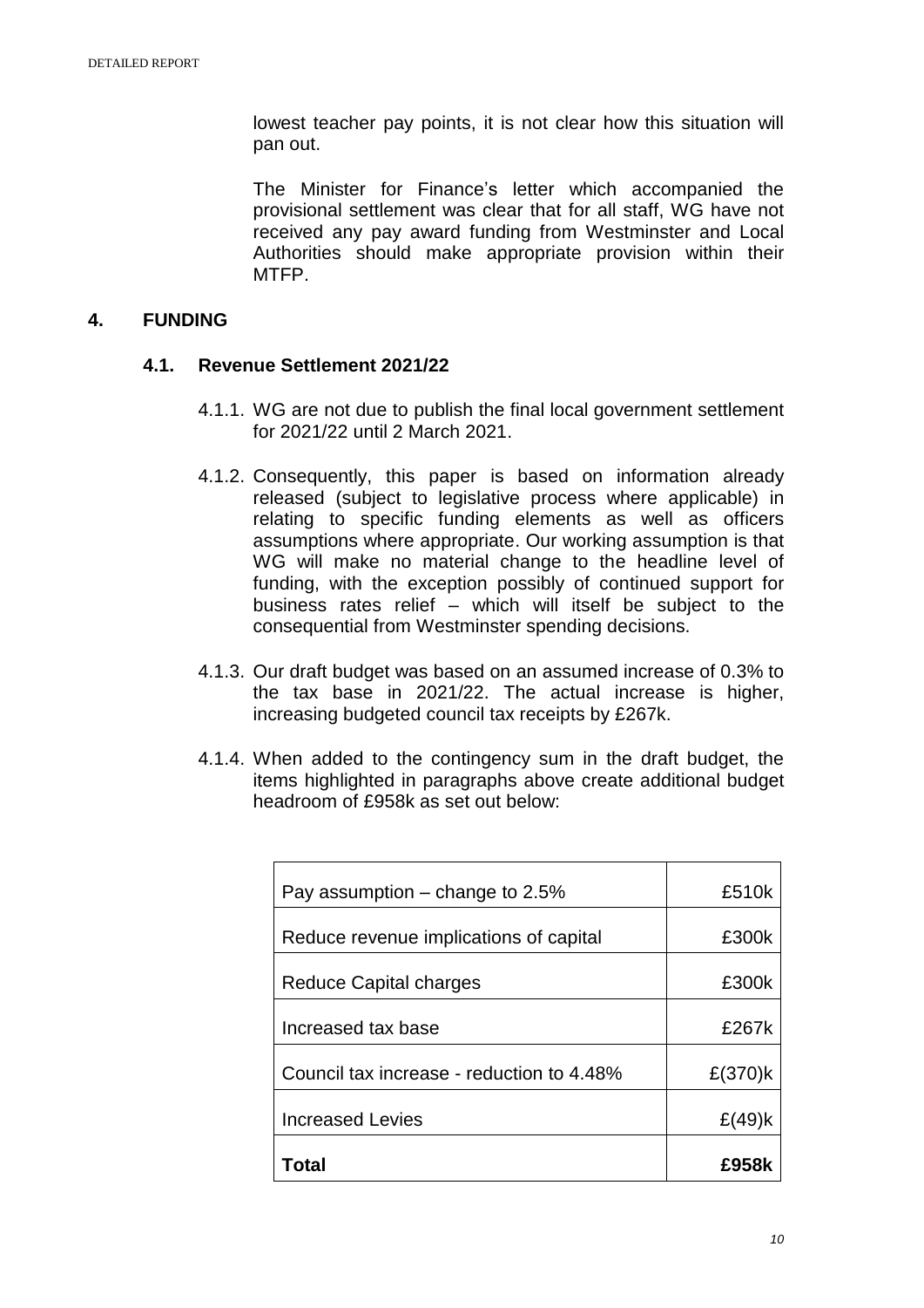lowest teacher pay points, it is not clear how this situation will pan out.

The Minister for Finance's letter which accompanied the provisional settlement was clear that for all staff, WG have not received any pay award funding from Westminster and Local Authorities should make appropriate provision within their MTFP.

## 4. FUNDING

### 4.1. Revenue Settlement 2021/22

4.1.1. WG are not due to publish the final local government settlement for 2021/22 until 2 March 2021.

4.1.2. Consequently, this paper is based on information already released (subject to legislative process where applicable) in relating to specific funding elements as well as officers assumptions where appropriate. Our working assumption is that WG will make no material change to the headline level of funding, with the exception possibly of continued support for business rates relief – which will itself be subject to the consequential from Westminster spending decisions.

4.1.3. Our draft budget was based on an assumed increase of 0.3% to the tax base in 2021/22. The actual increase is higher, increasing budgeted council tax receipts by £267k.

4.1.4. When added to the contingency sum in the draft budget, the items highlighted in paragraphs above create additional budget headroom of £958k as set out below:

| | |
|---|---|
| Pay assumption – change to 2.5% | £510k |
| Reduce revenue implications of capital | £300k |
| Reduce Capital charges | £300k |
| Increased tax base | £267k |
| Council tax increase - reduction to 4.48% | £(370)k |
| Increased Levies | £(49)k |
| **Total** | **£958k** |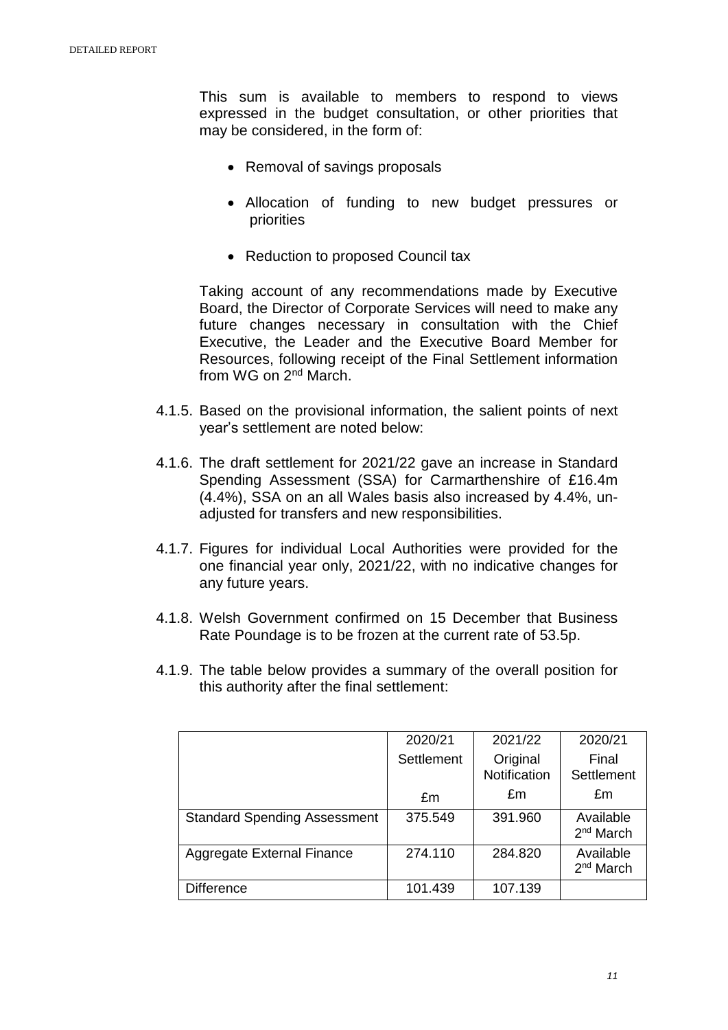This sum is available to members to respond to views expressed in the budget consultation, or other priorities that may be considered, in the form of:

- Removal of savings proposals
- Allocation of funding to new budget pressures or priorities
- Reduction to proposed Council tax

Taking account of any recommendations made by Executive Board, the Director of Corporate Services will need to make any future changes necessary in consultation with the Chief Executive, the Leader and the Executive Board Member for Resources, following receipt of the Final Settlement information from WG on 2nd March.

4.1.5. Based on the provisional information, the salient points of next year's settlement are noted below:

4.1.6. The draft settlement for 2021/22 gave an increase in Standard Spending Assessment (SSA) for Carmarthenshire of £16.4m (4.4%), SSA on an all Wales basis also increased by 4.4%, un-adjusted for transfers and new responsibilities.

4.1.7. Figures for individual Local Authorities were provided for the one financial year only, 2021/22, with no indicative changes for any future years.

4.1.8. Welsh Government confirmed on 15 December that Business Rate Poundage is to be frozen at the current rate of 53.5p.

4.1.9. The table below provides a summary of the overall position for this authority after the final settlement:

| | 2020/21 Settlement £m | 2021/22 Original Notification £m | 2020/21 Final Settlement £m |
|---|---|---|---|
| Standard Spending Assessment | 375.549 | 391.960 | Available 2nd March |
| Aggregate External Finance | 274.110 | 284.820 | Available 2nd March |
| Difference | 101.439 | 107.139 | |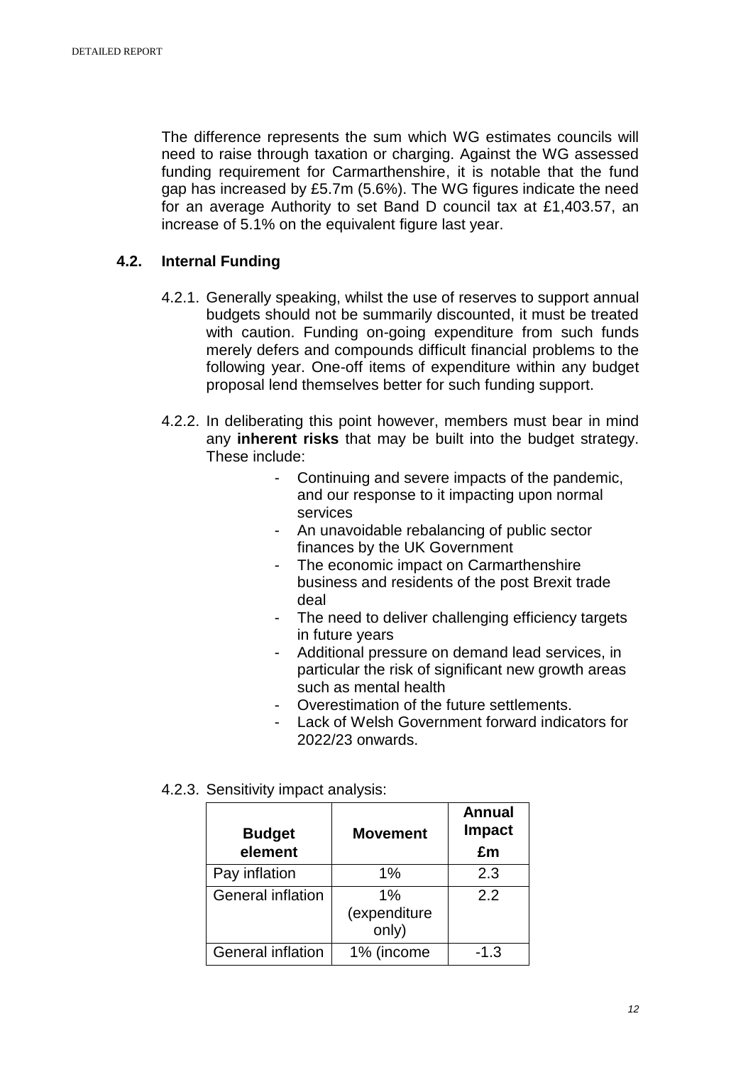The difference represents the sum which WG estimates councils will need to raise through taxation or charging. Against the WG assessed funding requirement for Carmarthenshire, it is notable that the fund gap has increased by £5.7m (5.6%). The WG figures indicate the need for an average Authority to set Band D council tax at £1,403.57, an increase of 5.1% on the equivalent figure last year.

## 4.2. Internal Funding

4.2.1. Generally speaking, whilst the use of reserves to support annual budgets should not be summarily discounted, it must be treated with caution. Funding on-going expenditure from such funds merely defers and compounds difficult financial problems to the following year. One-off items of expenditure within any budget proposal lend themselves better for such funding support.

4.2.2. In deliberating this point however, members must bear in mind any **inherent risks** that may be built into the budget strategy. These include:

- Continuing and severe impacts of the pandemic, and our response to it impacting upon normal services
- An unavoidable rebalancing of public sector finances by the UK Government
- The economic impact on Carmarthenshire business and residents of the post Brexit trade deal
- The need to deliver challenging efficiency targets in future years
- Additional pressure on demand lead services, in particular the risk of significant new growth areas such as mental health
- Overestimation of the future settlements.
- Lack of Welsh Government forward indicators for 2022/23 onwards.

4.2.3. Sensitivity impact analysis:

| Budget element | Movement | Annual Impact £m |
|---|---|---|
| Pay inflation | 1% | 2.3 |
| General inflation | 1% (expenditure only) | 2.2 |
| General inflation | 1% (income | -1.3 |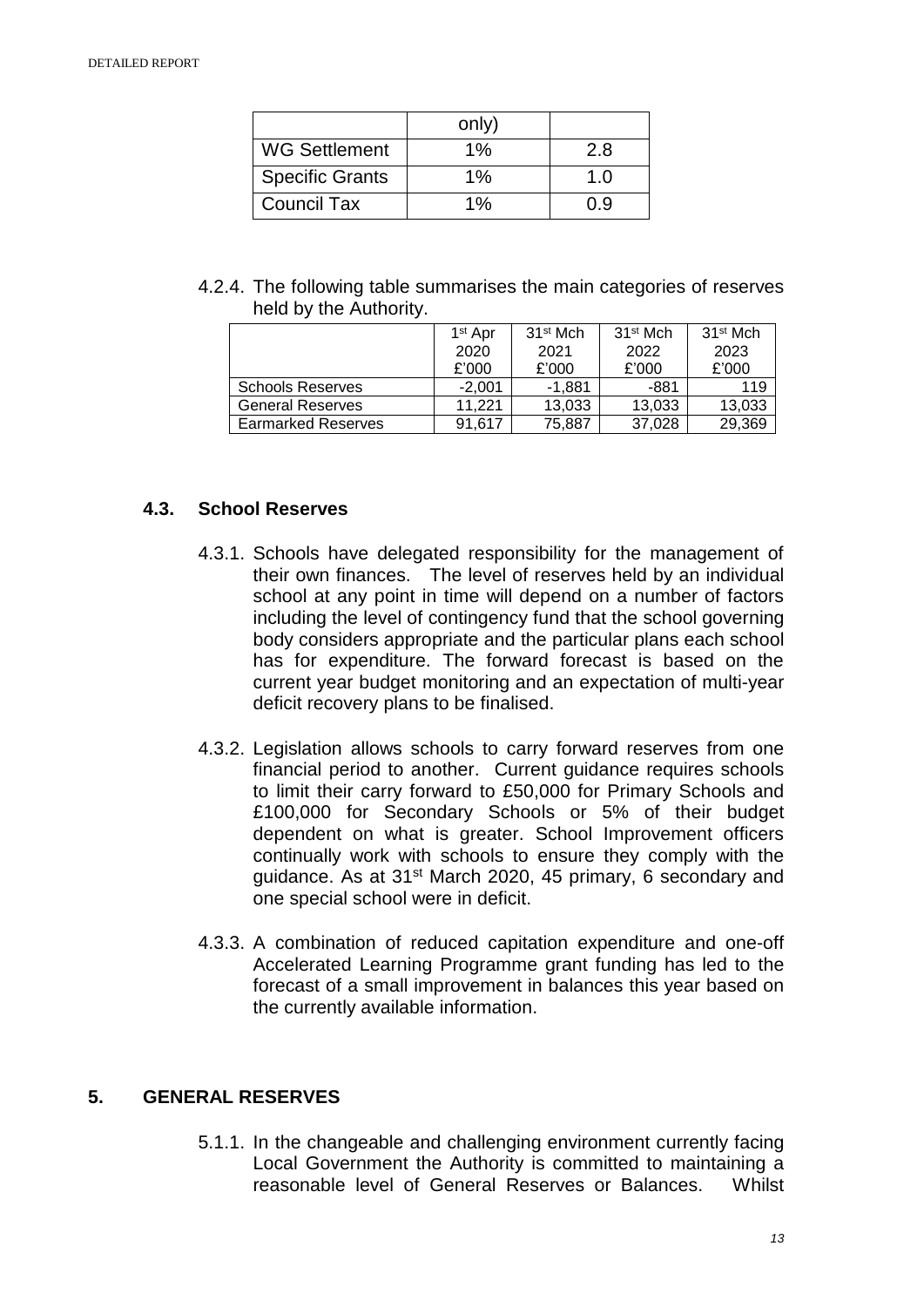| | only) | |
|---|---|---|
| WG Settlement | 1% | 2.8 |
| Specific Grants | 1% | 1.0 |
| Council Tax | 1% | 0.9 |

4.2.4. The following table summarises the main categories of reserves held by the Authority.

| | 1st Apr 2020 £'000 | 31st Mch 2021 £'000 | 31st Mch 2022 £'000 | 31st Mch 2023 £'000 |
|---|---|---|---|---|
| Schools Reserves | -2,001 | -1,881 | -881 | 119 |
| General Reserves | 11,221 | 13,033 | 13,033 | 13,033 |
| Earmarked Reserves | 91,617 | 75,887 | 37,028 | 29,369 |

### 4.3. School Reserves

4.3.1. Schools have delegated responsibility for the management of their own finances. The level of reserves held by an individual school at any point in time will depend on a number of factors including the level of contingency fund that the school governing body considers appropriate and the particular plans each school has for expenditure. The forward forecast is based on the current year budget monitoring and an expectation of multi-year deficit recovery plans to be finalised.

4.3.2. Legislation allows schools to carry forward reserves from one financial period to another. Current guidance requires schools to limit their carry forward to £50,000 for Primary Schools and £100,000 for Secondary Schools or 5% of their budget dependent on what is greater. School Improvement officers continually work with schools to ensure they comply with the guidance. As at 31st March 2020, 45 primary, 6 secondary and one special school were in deficit.

4.3.3. A combination of reduced capitation expenditure and one-off Accelerated Learning Programme grant funding has led to the forecast of a small improvement in balances this year based on the currently available information.

## 5. GENERAL RESERVES

5.1.1. In the changeable and challenging environment currently facing Local Government the Authority is committed to maintaining a reasonable level of General Reserves or Balances. Whilst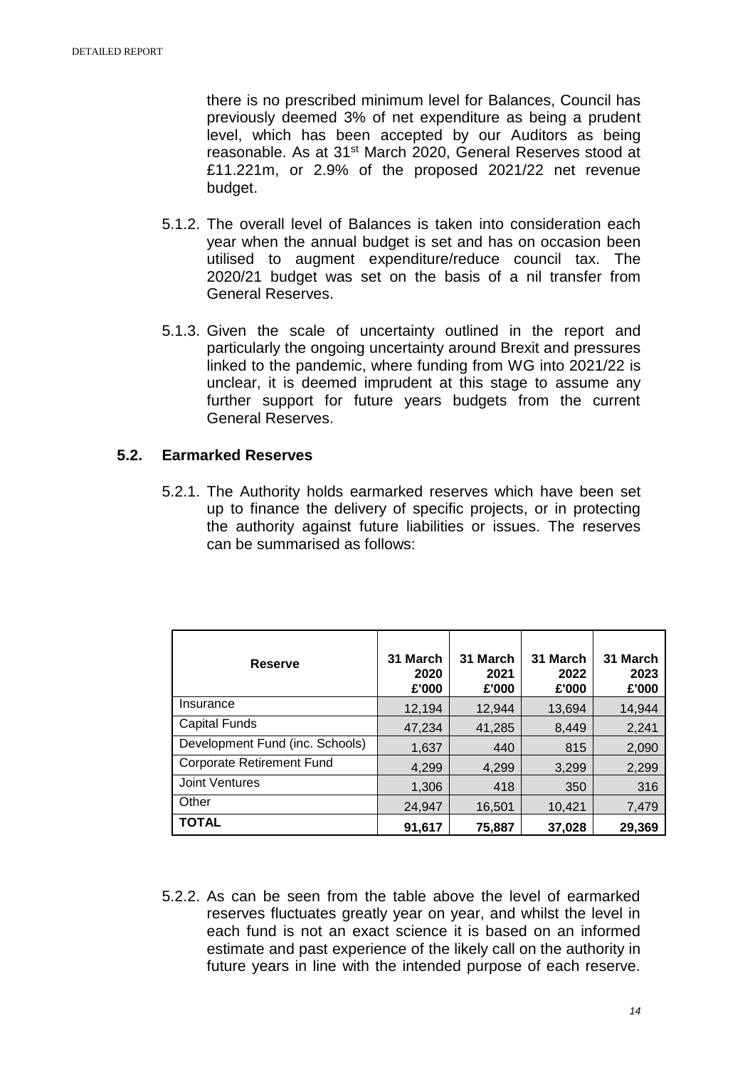there is no prescribed minimum level for Balances, Council has previously deemed 3% of net expenditure as being a prudent level, which has been accepted by our Auditors as being reasonable. As at 31st March 2020, General Reserves stood at £11.221m, or 2.9% of the proposed 2021/22 net revenue budget.

5.1.2. The overall level of Balances is taken into consideration each year when the annual budget is set and has on occasion been utilised to augment expenditure/reduce council tax. The 2020/21 budget was set on the basis of a nil transfer from General Reserves.

5.1.3. Given the scale of uncertainty outlined in the report and particularly the ongoing uncertainty around Brexit and pressures linked to the pandemic, where funding from WG into 2021/22 is unclear, it is deemed imprudent at this stage to assume any further support for future years budgets from the current General Reserves.

### 5.2. Earmarked Reserves

5.2.1. The Authority holds earmarked reserves which have been set up to finance the delivery of specific projects, or in protecting the authority against future liabilities or issues. The reserves can be summarised as follows:

| Reserve | 31 March 2020 £'000 | 31 March 2021 £'000 | 31 March 2022 £'000 | 31 March 2023 £'000 |
|---|---|---|---|---|
| Insurance | 12,194 | 12,944 | 13,694 | 14,944 |
| Capital Funds | 47,234 | 41,285 | 8,449 | 2,241 |
| Development Fund (inc. Schools) | 1,637 | 440 | 815 | 2,090 |
| Corporate Retirement Fund | 4,299 | 4,299 | 3,299 | 2,299 |
| Joint Ventures | 1,306 | 418 | 350 | 316 |
| Other | 24,947 | 16,501 | 10,421 | 7,479 |
| **TOTAL** | **91,617** | **75,887** | **37,028** | **29,369** |

5.2.2. As can be seen from the table above the level of earmarked reserves fluctuates greatly year on year, and whilst the level in each fund is not an exact science it is based on an informed estimate and past experience of the likely call on the authority in future years in line with the intended purpose of each reserve.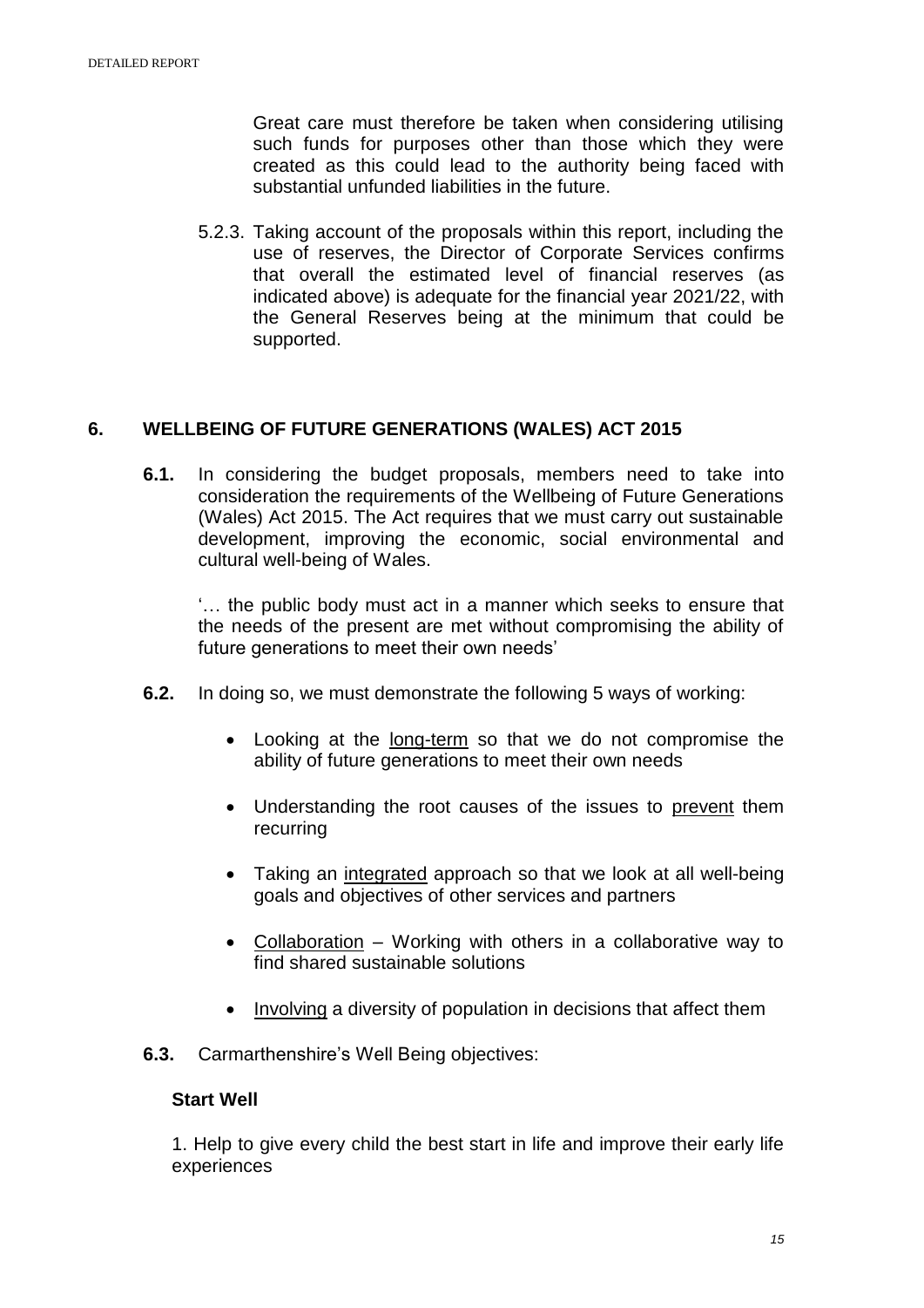Great care must therefore be taken when considering utilising such funds for purposes other than those which they were created as this could lead to the authority being faced with substantial unfunded liabilities in the future.

5.2.3. Taking account of the proposals within this report, including the use of reserves, the Director of Corporate Services confirms that overall the estimated level of financial reserves (as indicated above) is adequate for the financial year 2021/22, with the General Reserves being at the minimum that could be supported.

## 6. WELLBEING OF FUTURE GENERATIONS (WALES) ACT 2015

**6.1.** In considering the budget proposals, members need to take into consideration the requirements of the Wellbeing of Future Generations (Wales) Act 2015. The Act requires that we must carry out sustainable development, improving the economic, social environmental and cultural well-being of Wales.

'… the public body must act in a manner which seeks to ensure that the needs of the present are met without compromising the ability of future generations to meet their own needs'

**6.2.** In doing so, we must demonstrate the following 5 ways of working:

- Looking at the long-term so that we do not compromise the ability of future generations to meet their own needs
- Understanding the root causes of the issues to prevent them recurring
- Taking an integrated approach so that we look at all well-being goals and objectives of other services and partners
- Collaboration – Working with others in a collaborative way to find shared sustainable solutions
- Involving a diversity of population in decisions that affect them

**6.3.** Carmarthenshire's Well Being objectives:

**Start Well**

1. Help to give every child the best start in life and improve their early life experiences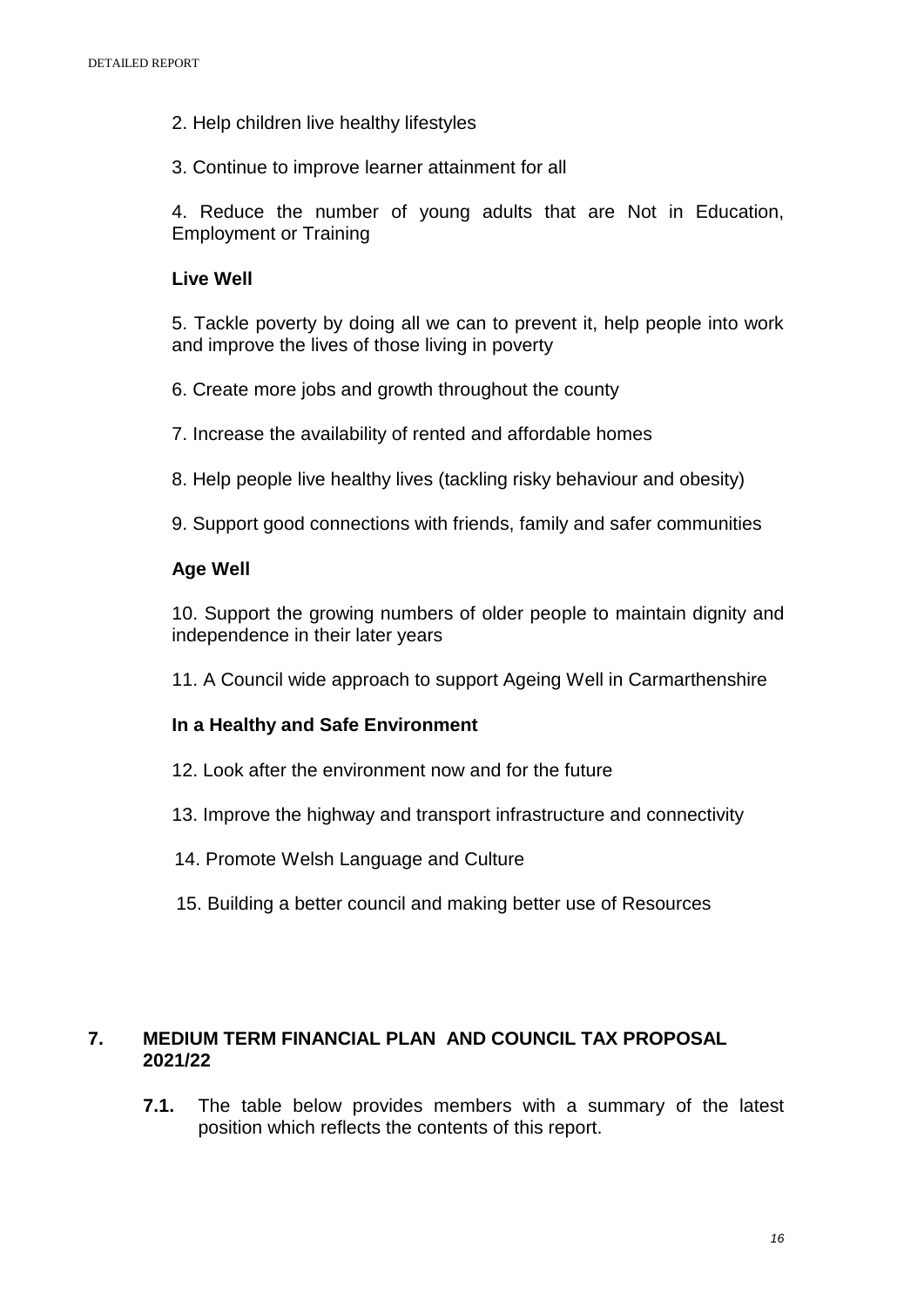2. Help children live healthy lifestyles

3. Continue to improve learner attainment for all

4. Reduce the number of young adults that are Not in Education, Employment or Training

**Live Well**

5. Tackle poverty by doing all we can to prevent it, help people into work and improve the lives of those living in poverty

6. Create more jobs and growth throughout the county

7. Increase the availability of rented and affordable homes

8. Help people live healthy lives (tackling risky behaviour and obesity)

9. Support good connections with friends, family and safer communities

**Age Well**

10. Support the growing numbers of older people to maintain dignity and independence in their later years

11. A Council wide approach to support Ageing Well in Carmarthenshire

**In a Healthy and Safe Environment**

12. Look after the environment now and for the future

13. Improve the highway and transport infrastructure and connectivity

14. Promote Welsh Language and Culture

15. Building a better council and making better use of Resources

## 7. MEDIUM TERM FINANCIAL PLAN AND COUNCIL TAX PROPOSAL 2021/22

**7.1.** The table below provides members with a summary of the latest position which reflects the contents of this report.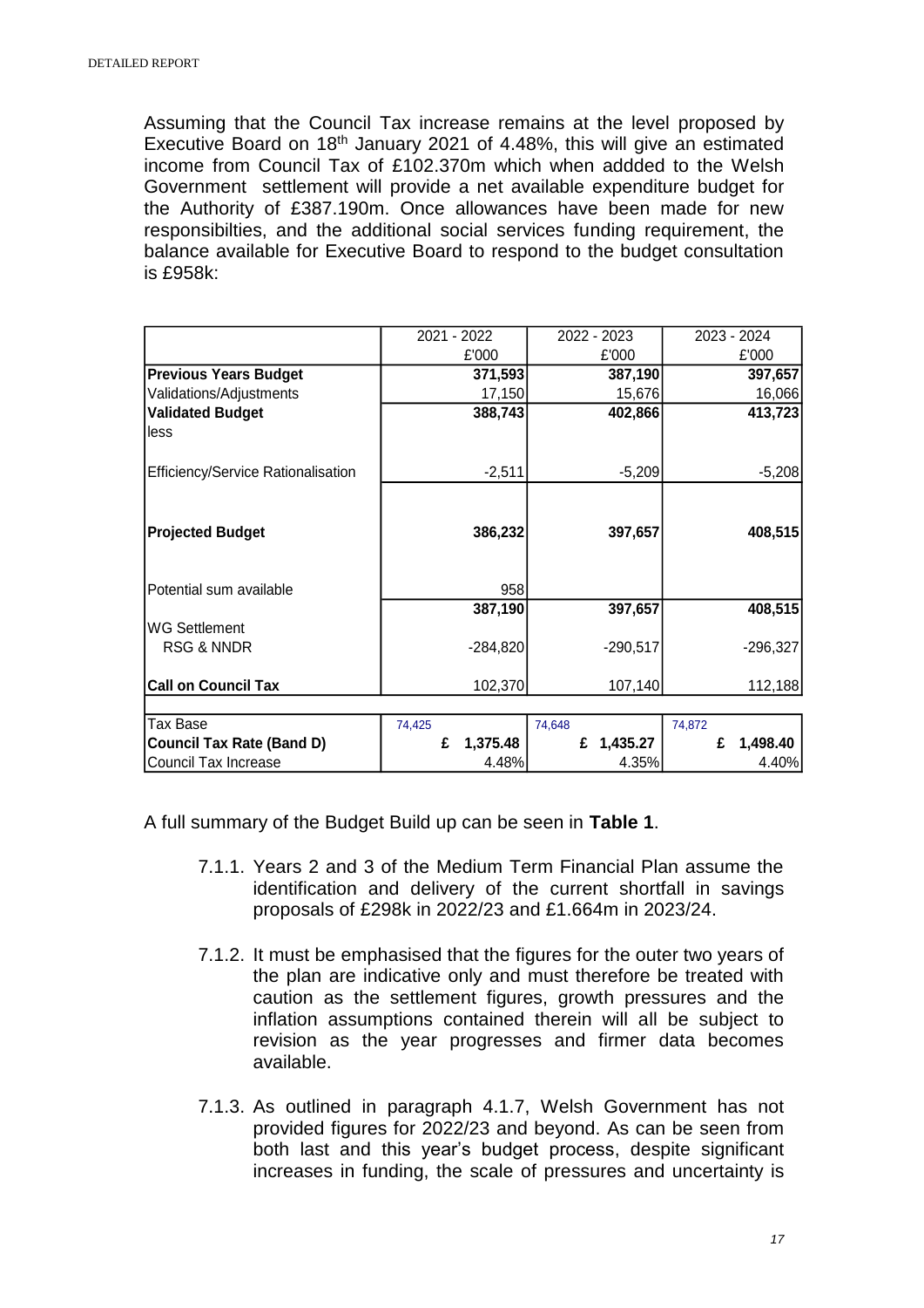Assuming that the Council Tax increase remains at the level proposed by Executive Board on 18th January 2021 of 4.48%, this will give an estimated income from Council Tax of £102.370m which when addded to the Welsh Government settlement will provide a net available expenditure budget for the Authority of £387.190m. Once allowances have been made for new responsibilties, and the additional social services funding requirement, the balance available for Executive Board to respond to the budget consultation is £958k:

| | 2021 - 2022<br>£'000 | 2022 - 2023<br>£'000 | 2023 - 2024<br>£'000 |
|---|---|---|---|
| **Previous Years Budget** | **371,593** | **387,190** | **397,657** |
| Validations/Adjustments | 17,150 | 15,676 | 16,066 |
| **Validated Budget** | **388,743** | **402,866** | **413,723** |
| less | | | |
| Efficiency/Service Rationalisation | -2,511 | -5,209 | -5,208 |
| **Projected Budget** | **386,232** | **397,657** | **408,515** |
| Potential sum available | 958 | | |
| | **387,190** | **397,657** | **408,515** |
| WG Settlement<br>RSG & NNDR | -284,820 | -290,517 | -296,327 |
| **Call on Council Tax** | 102,370 | 107,140 | 112,188 |
| Tax Base | 74,425 | 74,648 | 74,872 |
| **Council Tax Rate (Band D)** | **£ 1,375.48** | **£ 1,435.27** | **£ 1,498.40** |
| Council Tax Increase | 4.48% | 4.35% | 4.40% |

A full summary of the Budget Build up can be seen in **Table 1**.

7.1.1. Years 2 and 3 of the Medium Term Financial Plan assume the identification and delivery of the current shortfall in savings proposals of £298k in 2022/23 and £1.664m in 2023/24.

7.1.2. It must be emphasised that the figures for the outer two years of the plan are indicative only and must therefore be treated with caution as the settlement figures, growth pressures and the inflation assumptions contained therein will all be subject to revision as the year progresses and firmer data becomes available.

7.1.3. As outlined in paragraph 4.1.7, Welsh Government has not provided figures for 2022/23 and beyond. As can be seen from both last and this year's budget process, despite significant increases in funding, the scale of pressures and uncertainty is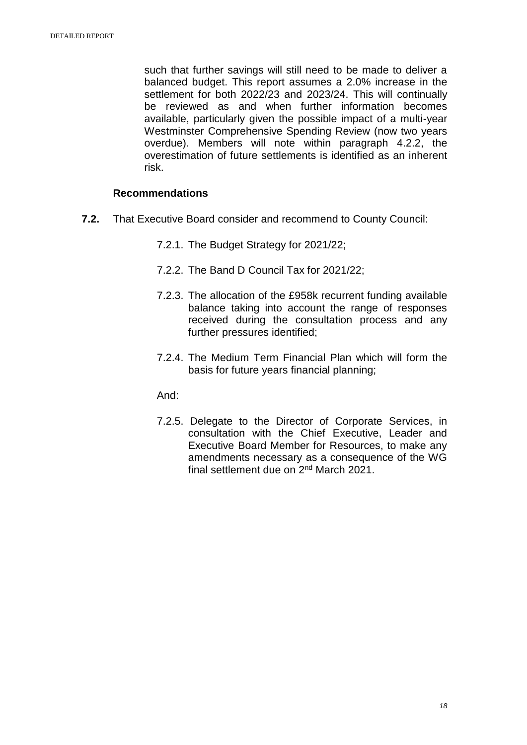such that further savings will still need to be made to deliver a balanced budget. This report assumes a 2.0% increase in the settlement for both 2022/23 and 2023/24. This will continually be reviewed as and when further information becomes available, particularly given the possible impact of a multi-year Westminster Comprehensive Spending Review (now two years overdue). Members will note within paragraph 4.2.2, the overestimation of future settlements is identified as an inherent risk.

**Recommendations**

**7.2.** That Executive Board consider and recommend to County Council:

7.2.1. The Budget Strategy for 2021/22;

7.2.2. The Band D Council Tax for 2021/22;

7.2.3. The allocation of the £958k recurrent funding available balance taking into account the range of responses received during the consultation process and any further pressures identified;

7.2.4. The Medium Term Financial Plan which will form the basis for future years financial planning;

And:

7.2.5. Delegate to the Director of Corporate Services, in consultation with the Chief Executive, Leader and Executive Board Member for Resources, to make any amendments necessary as a consequence of the WG final settlement due on 2nd March 2021.